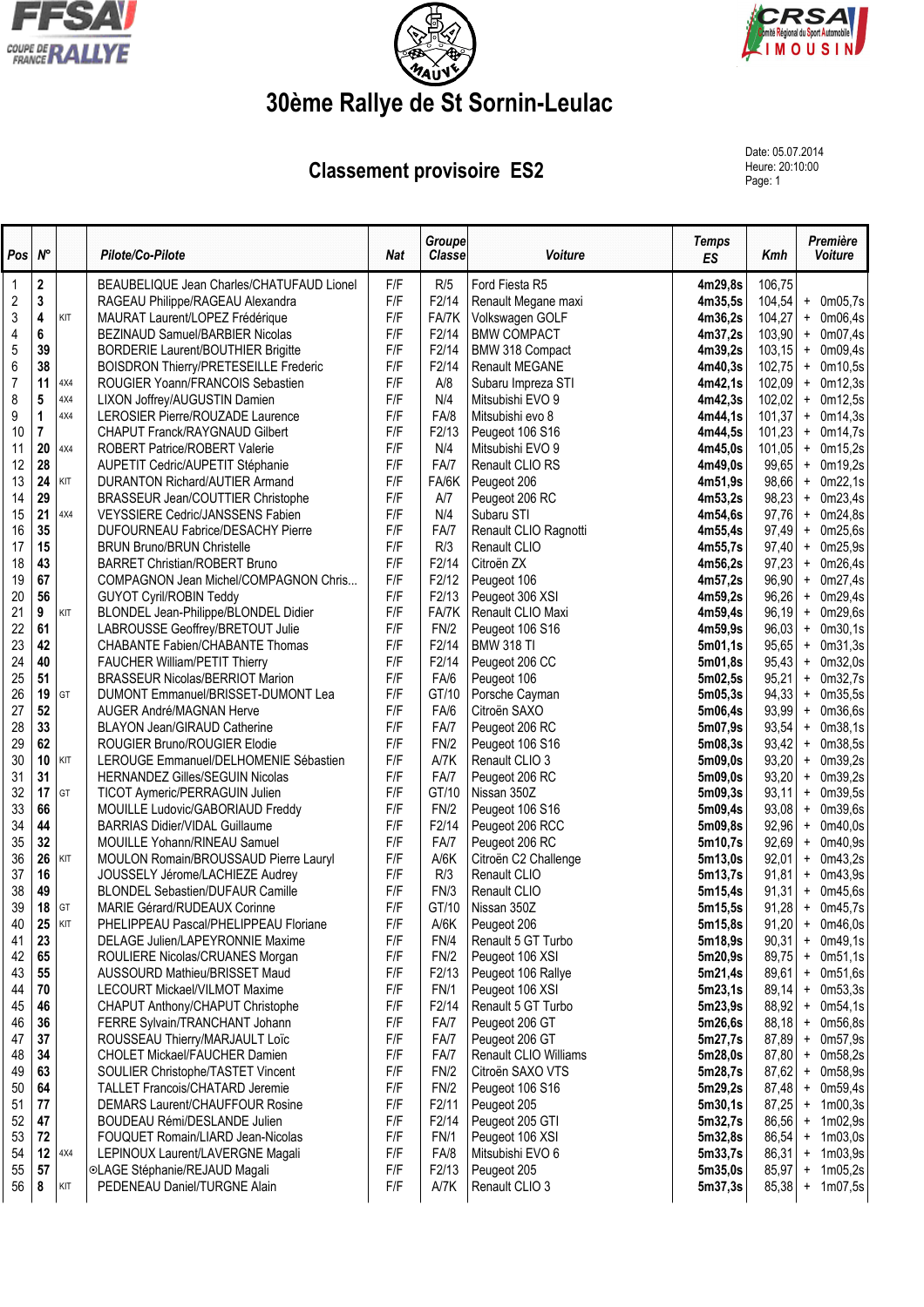# 30ème Rallye de St Sornin-Leulac

## Classement provisoire ES2

Date: 05.07.2014
Heure: 20:10:00
Page: 1

| Pos | N° | | Pilote/Co-Pilote | Nat | Groupe Classe | Voiture | Temps ES | Kmh | Première Voiture |
|---|---|---|---|---|---|---|---|---|---|
| 1 | 2 | | BEAUBELIQUE Jean Charles/CHATUFAUD Lionel | F/F | R/5 | Ford Fiesta R5 | 4m29,8s | 106,75 | |
| 2 | 3 | | RAGEAU Philippe/RAGEAU Alexandra | F/F | F2/14 | Renault Megane maxi | 4m35,5s | 104,54 | + 0m05,7s |
| 3 | 4 | KIT | MAURAT Laurent/LOPEZ Frédérique | F/F | FA/7K | Volkswagen GOLF | 4m36,2s | 104,27 | + 0m06,4s |
| 4 | 6 | | BEZINAUD Samuel/BARBIER Nicolas | F/F | F2/14 | BMW COMPACT | 4m37,2s | 103,90 | + 0m07,4s |
| 5 | 39 | | BORDERIE Laurent/BOUTHIER Brigitte | F/F | F2/14 | BMW 318 Compact | 4m39,2s | 103,15 | + 0m09,4s |
| 6 | 38 | | BOISDRON Thierry/PRETESEILLE Frederic | F/F | F2/14 | Renault MEGANE | 4m40,3s | 102,75 | + 0m10,5s |
| 7 | 11 | 4X4 | ROUGIER Yoann/FRANCOIS Sebastien | F/F | A/8 | Subaru Impreza STI | 4m42,1s | 102,09 | + 0m12,3s |
| 8 | 5 | 4X4 | LIXON Joffrey/AUGUSTIN Damien | F/F | N/4 | Mitsubishi EVO 9 | 4m42,3s | 102,02 | + 0m12,5s |
| 9 | 1 | 4X4 | LEROSIER Pierre/ROUZADE Laurence | F/F | FA/8 | Mitsubishi evo 8 | 4m44,1s | 101,37 | + 0m14,3s |
| 10 | 7 | | CHAPUT Franck/RAYGNAUD Gilbert | F/F | F2/13 | Peugeot 106 S16 | 4m44,5s | 101,23 | + 0m14,7s |
| 11 | 20 | 4X4 | ROBERT Patrice/ROBERT Valerie | F/F | N/4 | Mitsubishi EVO 9 | 4m45,0s | 101,05 | + 0m15,2s |
| 12 | 28 | | AUPETIT Cedric/AUPETIT Stéphanie | F/F | FA/7 | Renault CLIO RS | 4m49,0s | 99,65 | + 0m19,2s |
| 13 | 24 | KIT | DURANTON Richard/AUTIER Armand | F/F | FA/6K | Peugeot 206 | 4m51,9s | 98,66 | + 0m22,1s |
| 14 | 29 | | BRASSEUR Jean/COUTTIER Christophe | F/F | A/7 | Peugeot 206 RC | 4m53,2s | 98,23 | + 0m23,4s |
| 15 | 21 | 4X4 | VEYSSIERE Cedric/JANSSENS Fabien | F/F | N/4 | Subaru STI | 4m54,6s | 97,76 | + 0m24,8s |
| 16 | 35 | | DUFOURNEAU Fabrice/DESACHY Pierre | F/F | FA/7 | Renault CLIO Ragnotti | 4m55,4s | 97,49 | + 0m25,6s |
| 17 | 15 | | BRUN Bruno/BRUN Christelle | F/F | R/3 | Renault CLIO | 4m55,7s | 97,40 | + 0m25,9s |
| 18 | 43 | | BARRET Christian/ROBERT Bruno | F/F | F2/14 | Citroën ZX | 4m56,2s | 97,23 | + 0m26,4s |
| 19 | 67 | | COMPAGNON Jean Michel/COMPAGNON Chris... | F/F | F2/12 | Peugeot 106 | 4m57,2s | 96,90 | + 0m27,4s |
| 20 | 56 | | GUYOT Cyril/ROBIN Teddy | F/F | F2/13 | Peugeot 306 XSI | 4m59,2s | 96,26 | + 0m29,4s |
| 21 | 9 | KIT | BLONDEL Jean-Philippe/BLONDEL Didier | F/F | FA/7K | Renault CLIO Maxi | 4m59,4s | 96,19 | + 0m29,6s |
| 22 | 61 | | LABROUSSE Geoffrey/BRETOUT Julie | F/F | FN/2 | Peugeot 106 S16 | 4m59,9s | 96,03 | + 0m30,1s |
| 23 | 42 | | CHABANTE Fabien/CHABANTE Thomas | F/F | F2/14 | BMW 318 TI | 5m01,1s | 95,65 | + 0m31,3s |
| 24 | 40 | | FAUCHER William/PETIT Thierry | F/F | F2/14 | Peugeot 206 CC | 5m01,8s | 95,43 | + 0m32,0s |
| 25 | 51 | | BRASSEUR Nicolas/BERRIOT Marion | F/F | FA/6 | Peugeot 106 | 5m02,5s | 95,21 | + 0m32,7s |
| 26 | 19 | GT | DUMONT Emmanuel/BRISSET-DUMONT Lea | F/F | GT/10 | Porsche Cayman | 5m05,3s | 94,33 | + 0m35,5s |
| 27 | 52 | | AUGER André/MAGNAN Herve | F/F | FA/6 | Citroën SAXO | 5m06,4s | 93,99 | + 0m36,6s |
| 28 | 33 | | BLAYON Jean/GIRAUD Catherine | F/F | FA/7 | Peugeot 206 RC | 5m07,9s | 93,54 | + 0m38,1s |
| 29 | 62 | | ROUGIER Bruno/ROUGIER Elodie | F/F | FN/2 | Peugeot 106 S16 | 5m08,3s | 93,42 | + 0m38,5s |
| 30 | 10 | KIT | LEROUGE Emmanuel/DELHOMENIE Sébastien | F/F | A/7K | Renault CLIO 3 | 5m09,0s | 93,20 | + 0m39,2s |
| 31 | 31 | | HERNANDEZ Gilles/SEGUIN Nicolas | F/F | FA/7 | Peugeot 206 RC | 5m09,0s | 93,20 | + 0m39,2s |
| 32 | 17 | GT | TICOT Aymeric/PERRAGUIN Julien | F/F | GT/10 | Nissan 350Z | 5m09,3s | 93,11 | + 0m39,5s |
| 33 | 66 | | MOUILLE Ludovic/GABORIAUD Freddy | F/F | FN/2 | Peugeot 106 S16 | 5m09,4s | 93,08 | + 0m39,6s |
| 34 | 44 | | BARRIAS Didier/VIDAL Guillaume | F/F | F2/14 | Peugeot 206 RCC | 5m09,8s | 92,96 | + 0m40,0s |
| 35 | 32 | | MOUILLE Yohann/RINEAU Samuel | F/F | FA/7 | Peugeot 206 RC | 5m10,7s | 92,69 | + 0m40,9s |
| 36 | 26 | KIT | MOULON Romain/BROUSSAUD Pierre Lauryl | F/F | A/6K | Citroën C2 Challenge | 5m13,0s | 92,01 | + 0m43,2s |
| 37 | 16 | | JOUSSELY Jérome/LACHIEZE Audrey | F/F | R/3 | Renault CLIO | 5m13,7s | 91,81 | + 0m43,9s |
| 38 | 49 | | BLONDEL Sebastien/DUFAUR Camille | F/F | FN/3 | Renault CLIO | 5m15,4s | 91,31 | + 0m45,6s |
| 39 | 18 | GT | MARIE Gérard/RUDEAUX Corinne | F/F | GT/10 | Nissan 350Z | 5m15,5s | 91,28 | + 0m45,7s |
| 40 | 25 | KIT | PHELIPPEAU Pascal/PHELIPPEAU Floriane | F/F | A/6K | Peugeot 206 | 5m15,8s | 91,20 | + 0m46,0s |
| 41 | 23 | | DELAGE Julien/LAPEYRONNIE Maxime | F/F | FN/4 | Renault 5 GT Turbo | 5m18,9s | 90,31 | + 0m49,1s |
| 42 | 65 | | ROULIERE Nicolas/CRUANES Morgan | F/F | FN/2 | Peugeot 106 XSI | 5m20,9s | 89,75 | + 0m51,1s |
| 43 | 55 | | AUSSOURD Mathieu/BRISSET Maud | F/F | F2/13 | Peugeot 106 Rallye | 5m21,4s | 89,61 | + 0m51,6s |
| 44 | 70 | | LECOURT Mickael/VILMOT Maxime | F/F | FN/1 | Peugeot 106 XSI | 5m23,1s | 89,14 | + 0m53,3s |
| 45 | 46 | | CHAPUT Anthony/CHAPUT Christophe | F/F | F2/14 | Renault 5 GT Turbo | 5m23,9s | 88,92 | + 0m54,1s |
| 46 | 36 | | FERRE Sylvain/TRANCHANT Johann | F/F | FA/7 | Peugeot 206 GT | 5m26,6s | 88,18 | + 0m56,8s |
| 47 | 37 | | ROUSSEAU Thierry/MARJAULT Loïc | F/F | FA/7 | Peugeot 206 GT | 5m27,7s | 87,89 | + 0m57,9s |
| 48 | 34 | | CHOLET Mickael/FAUCHER Damien | F/F | FA/7 | Renault CLIO Williams | 5m28,0s | 87,80 | + 0m58,2s |
| 49 | 63 | | SOULIER Christophe/TASTET Vincent | F/F | FN/2 | Citroën SAXO VTS | 5m28,7s | 87,62 | + 0m58,9s |
| 50 | 64 | | TALLET Francois/CHATARD Jeremie | F/F | FN/2 | Peugeot 106 S16 | 5m29,2s | 87,48 | + 0m59,4s |
| 51 | 77 | | DEMARS Laurent/CHAUFFOUR Rosine | F/F | F2/11 | Peugeot 205 | 5m30,1s | 87,25 | + 1m00,3s |
| 52 | 47 | | BOUDEAU Rémi/DESLANDE Julien | F/F | F2/14 | Peugeot 205 GTI | 5m32,7s | 86,56 | + 1m02,9s |
| 53 | 72 | | FOUQUET Romain/LIARD Jean-Nicolas | F/F | FN/1 | Peugeot 106 XSI | 5m32,8s | 86,54 | + 1m03,0s |
| 54 | 12 | 4X4 | LEPINOUX Laurent/LAVERGNE Magali | F/F | FA/8 | Mitsubishi EVO 6 | 5m33,7s | 86,31 | + 1m03,9s |
| 55 | 57 | | ⊙LAGE Stéphanie/REJAUD Magali | F/F | F2/13 | Peugeot 205 | 5m35,0s | 85,97 | + 1m05,2s |
| 56 | 8 | KIT | PEDENEAU Daniel/TURGNE Alain | F/F | A/7K | Renault CLIO 3 | 5m37,3s | 85,38 | + 1m07,5s |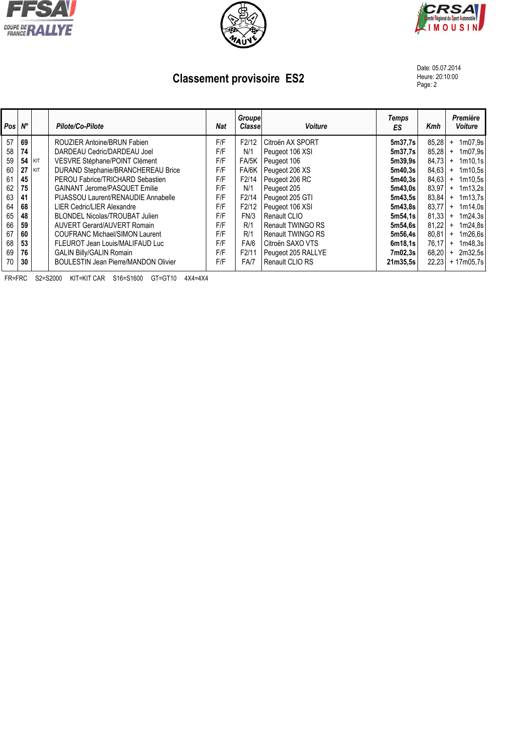# Classement provisoire ES2

Date: 05.07.2014
Heure: 20:10:00
Page: 2

| Pos | N° | | Pilote/Co-Pilote | Nat | Groupe Classe | Voiture | Temps ES | Kmh | Première Voiture |
|---|---|---|---|---|---|---|---|---|---|
| 57 | 69 | | ROUZIER Antoine/BRUN Fabien | F/F | F2/12 | Citroën AX SPORT | 5m37,7s | 85,28 | + 1m07,9s |
| 58 | 74 | | DARDEAU Cedric/DARDEAU Joel | F/F | N/1 | Peugeot 106 XSI | 5m37,7s | 85,28 | + 1m07,9s |
| 59 | 54 | KIT | VESVRE Stéphane/POINT Clément | F/F | FA/5K | Peugeot 106 | 5m39,9s | 84,73 | + 1m10,1s |
| 60 | 27 | KIT | DURAND Stephanie/BRANCHEREAU Brice | F/F | FA/6K | Peugeot 206 XS | 5m40,3s | 84,63 | + 1m10,5s |
| 61 | 45 | | PEROU Fabrice/TRICHARD Sebastien | F/F | F2/14 | Peugeot 206 RC | 5m40,3s | 84,63 | + 1m10,5s |
| 62 | 75 | | GAINANT Jerome/PASQUET Emilie | F/F | N/1 | Peugeot 205 | 5m43,0s | 83,97 | + 1m13,2s |
| 63 | 41 | | PIJASSOU Laurent/RENAUDIE Annabelle | F/F | F2/14 | Peugeot 205 GTI | 5m43,5s | 83,84 | + 1m13,7s |
| 64 | 68 | | LIER Cedric/LIER Alexandre | F/F | F2/12 | Peugeot 106 XSI | 5m43,8s | 83,77 | + 1m14,0s |
| 65 | 48 | | BLONDEL Nicolas/TROUBAT Julien | F/F | FN/3 | Renault CLIO | 5m54,1s | 81,33 | + 1m24,3s |
| 66 | 59 | | AUVERT Gerard/AUVERT Romain | F/F | R/1 | Renault TWINGO RS | 5m54,6s | 81,22 | + 1m24,8s |
| 67 | 60 | | COUFRANC Michael/SIMON Laurent | F/F | R/1 | Renault TWINGO RS | 5m56,4s | 80,81 | + 1m26,6s |
| 68 | 53 | | FLEUROT Jean Louis/MALIFAUD Luc | F/F | FA/6 | Citroën SAXO VTS | 6m18,1s | 76,17 | + 1m48,3s |
| 69 | 76 | | GALIN Billy/GALIN Romain | F/F | F2/11 | Peugeot 205 RALLYE | 7m02,3s | 68,20 | + 2m32,5s |
| 70 | 30 | | BOULESTIN Jean Pierre/MANDON Olivier | F/F | FA/7 | Renault CLIO RS | 21m35,5s | 22,23 | + 17m05,7s |

FR=FRC S2=S2000 KIT=KIT CAR S16=S1600 GT=GT10 4X4=4X4